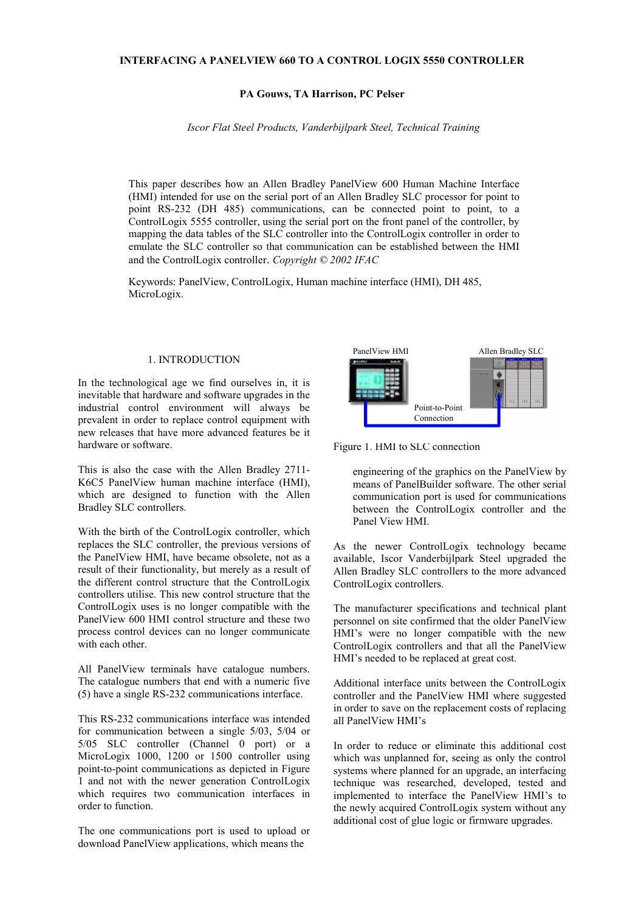# INTERFACING A PANELVIEW 660 TO A CONTROL LOGIX 5550 CONTROLLER

**PA Gouws, TA Harrison, PC Pelser**

*Iscor Flat Steel Products, Vanderbijlpark Steel, Technical Training*

This paper describes how an Allen Bradley PanelView 600 Human Machine Interface (HMI) intended for use on the serial port of an Allen Bradley SLC processor for point to point RS-232 (DH 485) communications, can be connected point to point, to a ControlLogix 5555 controller, using the serial port on the front panel of the controller, by mapping the data tables of the SLC controller into the ControlLogix controller in order to emulate the SLC controller so that communication can be established between the HMI and the ControlLogix controller. *Copyright © 2002 IFAC*

Keywords: PanelView, ControlLogix, Human machine interface (HMI), DH 485, MicroLogix.

## 1. INTRODUCTION

In the technological age we find ourselves in, it is inevitable that hardware and software upgrades in the industrial control environment will always be prevalent in order to replace control equipment with new releases that have more advanced features be it hardware or software.

This is also the case with the Allen Bradley 2711-K6C5 PanelView human machine interface (HMI), which are designed to function with the Allen Bradley SLC controllers.

With the birth of the ControlLogix controller, which replaces the SLC controller, the previous versions of the PanelView HMI, have became obsolete, not as a result of their functionality, but merely as a result of the different control structure that the ControlLogix controllers utilise. This new control structure that the ControlLogix uses is no longer compatible with the PanelView 600 HMI control structure and these two process control devices can no longer communicate with each other.

All PanelView terminals have catalogue numbers. The catalogue numbers that end with a numeric five (5) have a single RS-232 communications interface.

This RS-232 communications interface was intended for communication between a single 5/03, 5/04 or 5/05 SLC controller (Channel 0 port) or a MicroLogix 1000, 1200 or 1500 controller using point-to-point communications as depicted in Figure 1 and not with the newer generation ControlLogix which requires two communication interfaces in order to function.

The one communications port is used to upload or download PanelView applications, which means the engineering of the graphics on the PanelView by means of PanelBuilder software. The other serial communication port is used for communications between the ControlLogix controller and the Panel View HMI.

PanelView HMI | Allen Bradley SLC | Point-to-Point Connection

Figure 1. HMI to SLC connection

As the newer ControlLogix technology became available, Iscor Vanderbijlpark Steel upgraded the Allen Bradley SLC controllers to the more advanced ControlLogix controllers.

The manufacturer specifications and technical plant personnel on site confirmed that the older PanelView HMI's were no longer compatible with the new ControlLogix controllers and that all the PanelView HMI's needed to be replaced at great cost.

Additional interface units between the ControlLogix controller and the PanelView HMI where suggested in order to save on the replacement costs of replacing all PanelView HMI's

In order to reduce or eliminate this additional cost which was unplanned for, seeing as only the control systems where planned for an upgrade, an interfacing technique was researched, developed, tested and implemented to interface the PanelView HMI's to the newly acquired ControlLogix system without any additional cost of glue logic or firmware upgrades.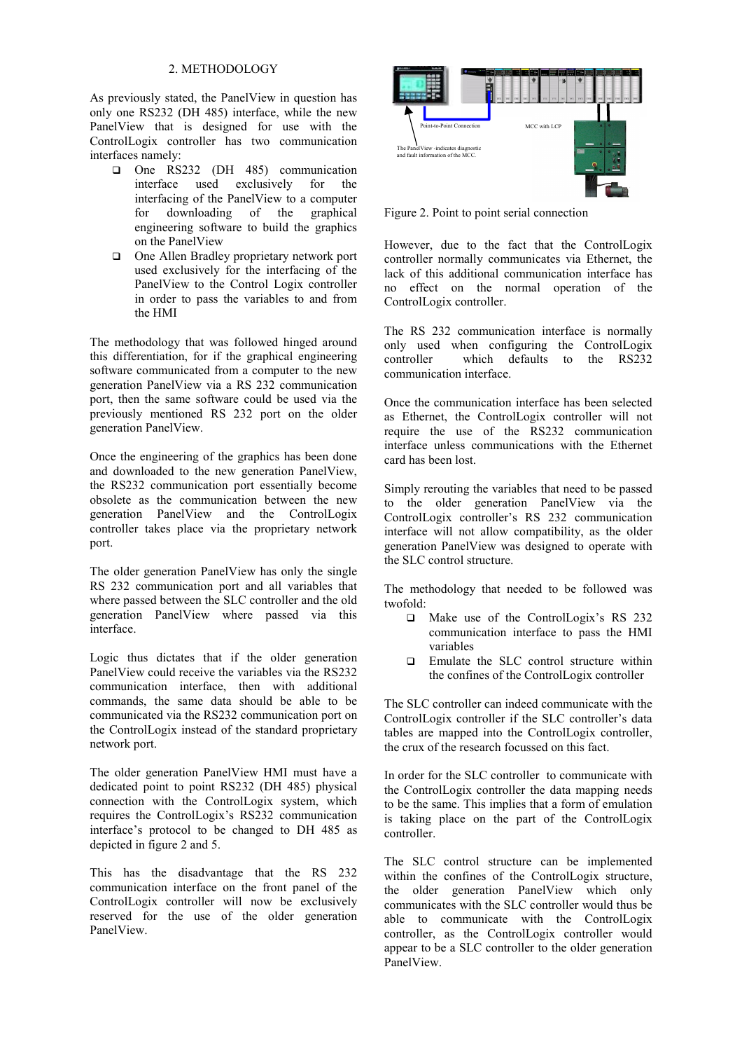## 2. METHODOLOGY

As previously stated, the PanelView in question has only one RS232 (DH 485) interface, while the new PanelView that is designed for use with the ControlLogix controller has two communication interfaces namely:

- One RS232 (DH 485) communication interface used exclusively for the interfacing of the PanelView to a computer for downloading of the graphical engineering software to build the graphics on the PanelView
- One Allen Bradley proprietary network port used exclusively for the interfacing of the PanelView to the Control Logix controller in order to pass the variables to and from the HMI

The methodology that was followed hinged around this differentiation, for if the graphical engineering software communicated from a computer to the new generation PanelView via a RS 232 communication port, then the same software could be used via the previously mentioned RS 232 port on the older generation PanelView.

Once the engineering of the graphics has been done and downloaded to the new generation PanelView, the RS232 communication port essentially become obsolete as the communication between the new generation PanelView and the ControlLogix controller takes place via the proprietary network port.

The older generation PanelView has only the single RS 232 communication port and all variables that where passed between the SLC controller and the old generation PanelView where passed via this interface.

Logic thus dictates that if the older generation PanelView could receive the variables via the RS232 communication interface, then with additional commands, the same data should be able to be communicated via the RS232 communication port on the ControlLogix instead of the standard proprietary network port.

The older generation PanelView HMI must have a dedicated point to point RS232 (DH 485) physical connection with the ControlLogix system, which requires the ControlLogix's RS232 communication interface's protocol to be changed to DH 485 as depicted in figure 2 and 5.

This has the disadvantage that the RS 232 communication interface on the front panel of the ControlLogix controller will now be exclusively reserved for the use of the older generation PanelView.

Figure 2. Point to point serial connection

However, due to the fact that the ControlLogix controller normally communicates via Ethernet, the lack of this additional communication interface has no effect on the normal operation of the ControlLogix controller.

The RS 232 communication interface is normally only used when configuring the ControlLogix controller which defaults to the RS232 communication interface.

Once the communication interface has been selected as Ethernet, the ControlLogix controller will not require the use of the RS232 communication interface unless communications with the Ethernet card has been lost.

Simply rerouting the variables that need to be passed to the older generation PanelView via the ControlLogix controller's RS 232 communication interface will not allow compatibility, as the older generation PanelView was designed to operate with the SLC control structure.

The methodology that needed to be followed was twofold:

- Make use of the ControlLogix's RS 232 communication interface to pass the HMI variables
- Emulate the SLC control structure within the confines of the ControlLogix controller

The SLC controller can indeed communicate with the ControlLogix controller if the SLC controller's data tables are mapped into the ControlLogix controller, the crux of the research focussed on this fact.

In order for the SLC controller to communicate with the ControlLogix controller the data mapping needs to be the same. This implies that a form of emulation is taking place on the part of the ControlLogix controller.

The SLC control structure can be implemented within the confines of the ControlLogix structure, the older generation PanelView which only communicates with the SLC controller would thus be able to communicate with the ControlLogix controller, as the ControlLogix controller would appear to be a SLC controller to the older generation PanelView.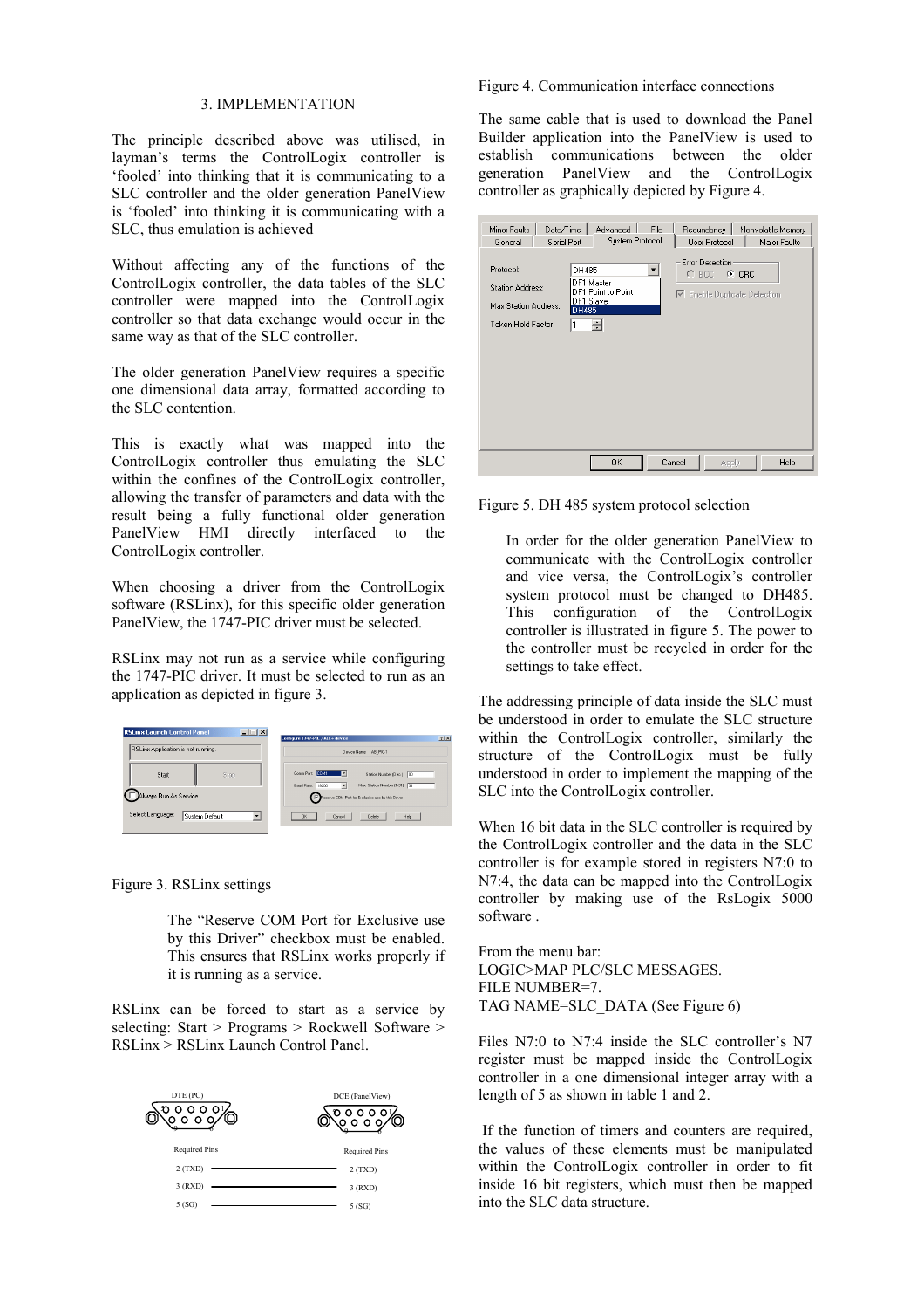## 3. IMPLEMENTATION

The principle described above was utilised, in layman's terms the ControlLogix controller is 'fooled' into thinking that it is communicating to a SLC controller and the older generation PanelView is 'fooled' into thinking it is communicating with a SLC, thus emulation is achieved

Without affecting any of the functions of the ControlLogix controller, the data tables of the SLC controller were mapped into the ControlLogix controller so that data exchange would occur in the same way as that of the SLC controller.

The older generation PanelView requires a specific one dimensional data array, formatted according to the SLC contention.

This is exactly what was mapped into the ControlLogix controller thus emulating the SLC within the confines of the ControlLogix controller, allowing the transfer of parameters and data with the result being a fully functional older generation PanelView HMI directly interfaced to the ControlLogix controller.

When choosing a driver from the ControlLogix software (RSLinx), for this specific older generation PanelView, the 1747-PIC driver must be selected.

RSLinx may not run as a service while configuring the 1747-PIC driver. It must be selected to run as an application as depicted in figure 3.

Figure 3. RSLinx settings

The "Reserve COM Port for Exclusive use by this Driver" checkbox must be enabled. This ensures that RSLinx works properly if it is running as a service.

RSLinx can be forced to start as a service by selecting: Start > Programs > Rockwell Software > RSLinx > RSLinx Launch Control Panel.

Figure 4. Communication interface connections

The same cable that is used to download the Panel Builder application into the PanelView is used to establish communications between the older generation PanelView and the ControlLogix controller as graphically depicted by Figure 4.

Figure 5. DH 485 system protocol selection

In order for the older generation PanelView to communicate with the ControlLogix controller and vice versa, the ControlLogix's controller system protocol must be changed to DH485. This configuration of the ControlLogix controller is illustrated in figure 5. The power to the controller must be recycled in order for the settings to take effect.

The addressing principle of data inside the SLC must be understood in order to emulate the SLC structure within the ControlLogix controller, similarly the structure of the ControlLogix must be fully understood in order to implement the mapping of the SLC into the ControlLogix controller.

When 16 bit data in the SLC controller is required by the ControlLogix controller and the data in the SLC controller is for example stored in registers N7:0 to N7:4, the data can be mapped into the ControlLogix controller by making use of the RsLogix 5000 software .

From the menu bar:  
LOGIC>MAP PLC/SLC MESSAGES.  
FILE NUMBER=7.  
TAG NAME=SLC_DATA (See Figure 6)

Files N7:0 to N7:4 inside the SLC controller's N7 register must be mapped inside the ControlLogix controller in a one dimensional integer array with a length of 5 as shown in table 1 and 2.

If the function of timers and counters are required, the values of these elements must be manipulated within the ControlLogix controller in order to fit inside 16 bit registers, which must then be mapped into the SLC data structure.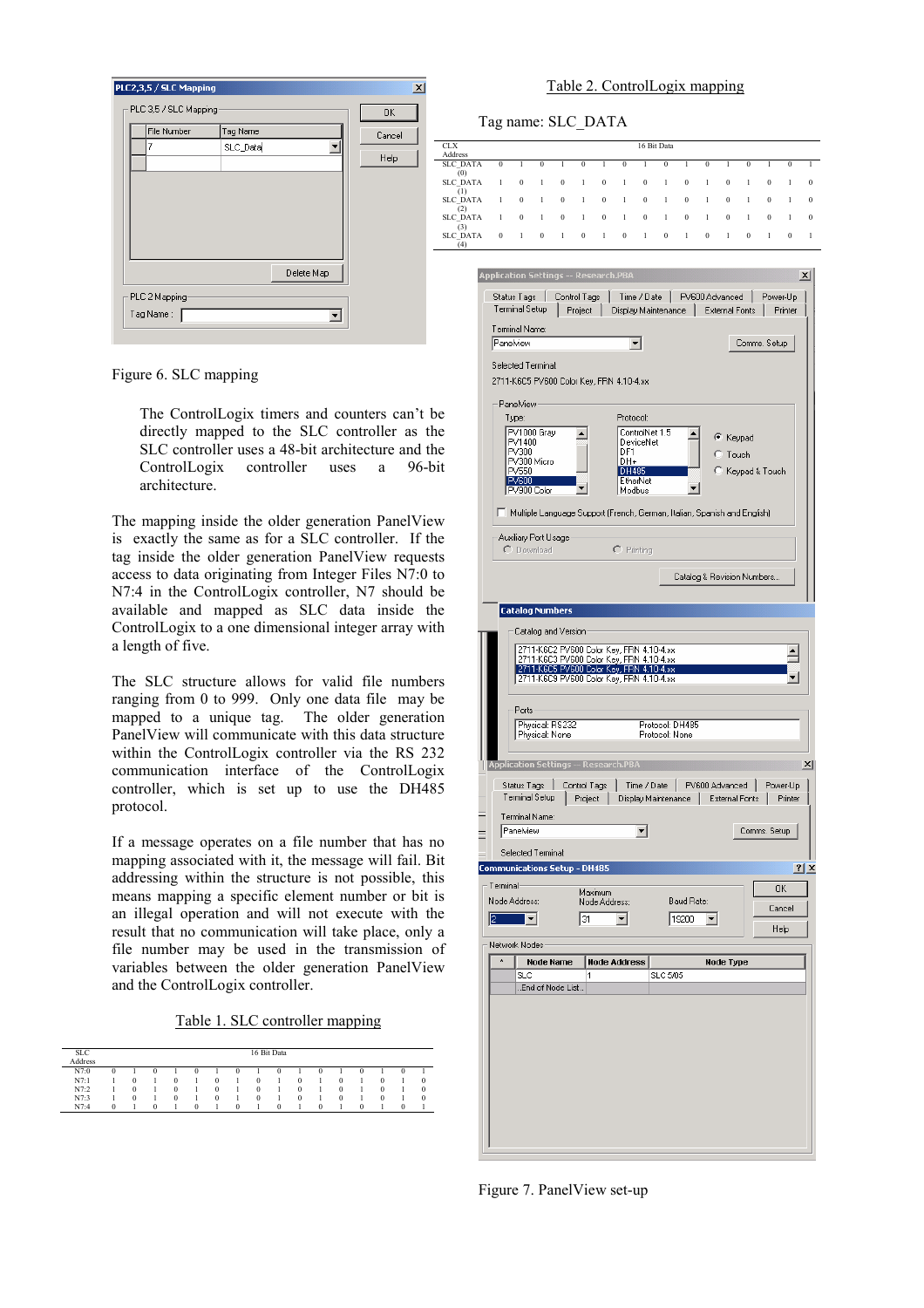Figure 6. SLC mapping

The ControlLogix timers and counters can't be directly mapped to the SLC controller as the SLC controller uses a 48-bit architecture and the ControlLogix controller uses a 96-bit architecture.

The mapping inside the older generation PanelView is exactly the same as for a SLC controller. If the tag inside the older generation PanelView requests access to data originating from Integer Files N7:0 to N7:4 in the ControlLogix controller, N7 should be available and mapped as SLC data inside the ControlLogix to a one dimensional integer array with a length of five.

The SLC structure allows for valid file numbers ranging from 0 to 999. Only one data file may be mapped to a unique tag. The older generation PanelView will communicate with this data structure within the ControlLogix controller via the RS 232 communication interface of the ControlLogix controller, which is set up to use the DH485 protocol.

If a message operates on a file number that has no mapping associated with it, the message will fail. Bit addressing within the structure is not possible, this means mapping a specific element number or bit is an illegal operation and will not execute with the result that no communication will take place, only a file number may be used in the transmission of variables between the older generation PanelView and the ControlLogix controller.

Table 1. SLC controller mapping

| SLC Address | 16 Bit Data | | | | | | | | | | | | | | | |
|---|---|---|---|---|---|---|---|---|---|---|---|---|---|---|---|---|
| N7:0 | 0 | 1 | 0 | 1 | 0 | 1 | 0 | 1 | 0 | 1 | 0 | 1 | 0 | 1 | 0 | 1 |
| N7:1 | 1 | 0 | 1 | 0 | 1 | 0 | 1 | 0 | 1 | 0 | 1 | 0 | 1 | 0 | 1 | 0 |
| N7:2 | 1 | 0 | 1 | 0 | 1 | 0 | 1 | 0 | 1 | 0 | 1 | 0 | 1 | 0 | 1 | 0 |
| N7:3 | 1 | 0 | 1 | 0 | 1 | 0 | 1 | 0 | 1 | 0 | 1 | 0 | 1 | 0 | 1 | 0 |
| N7:4 | 0 | 1 | 0 | 1 | 0 | 1 | 0 | 1 | 0 | 1 | 0 | 1 | 0 | 1 | 0 | 1 |

Table 2. ControlLogix mapping

Tag name: SLC_DATA

| CLX Address | 16 Bit Data | | | | | | | | | | | | | | | |
|---|---|---|---|---|---|---|---|---|---|---|---|---|---|---|---|---|
| SLC_DATA (0) | 0 | 1 | 0 | 1 | 0 | 1 | 0 | 1 | 0 | 1 | 0 | 1 | 0 | 1 | 0 | 1 |
| SLC_DATA (1) | 1 | 0 | 1 | 0 | 1 | 0 | 1 | 0 | 1 | 0 | 1 | 0 | 1 | 0 | 1 | 0 |
| SLC_DATA (2) | 1 | 0 | 1 | 0 | 1 | 0 | 1 | 0 | 1 | 0 | 1 | 0 | 1 | 0 | 1 | 0 |
| SLC_DATA (3) | 1 | 0 | 1 | 0 | 1 | 0 | 1 | 0 | 1 | 0 | 1 | 0 | 1 | 0 | 1 | 0 |
| SLC_DATA (4) | 0 | 1 | 0 | 1 | 0 | 1 | 0 | 1 | 0 | 1 | 0 | 1 | 0 | 1 | 0 | 1 |

Figure 7. PanelView set-up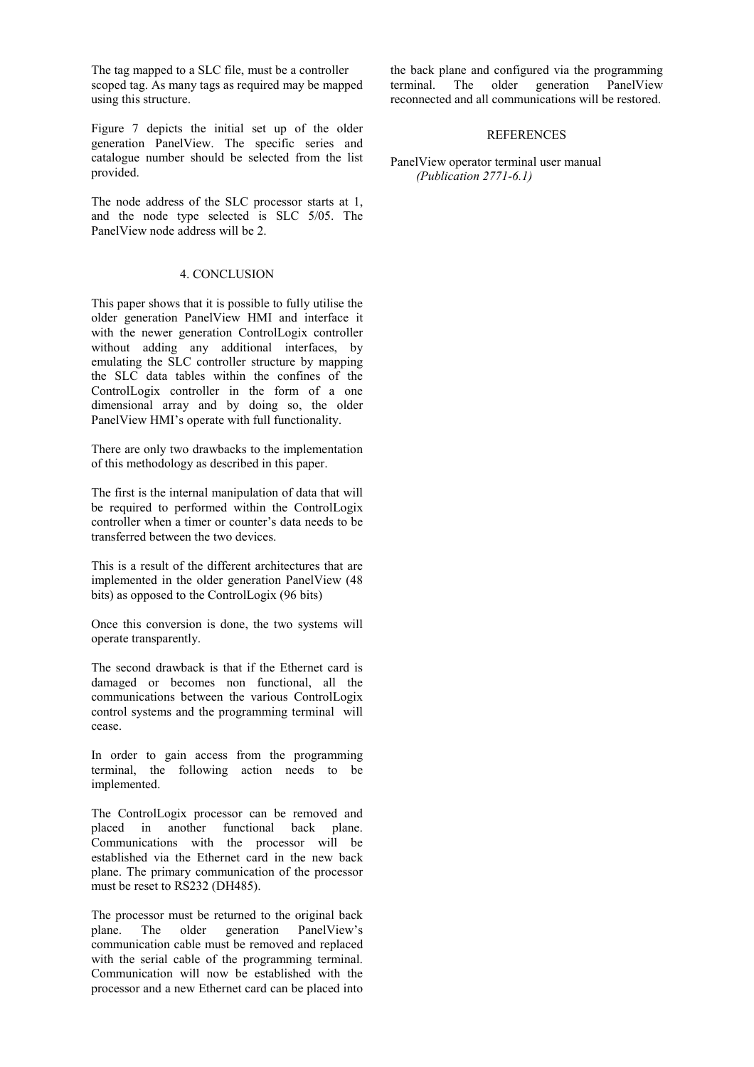The tag mapped to a SLC file, must be a controller scoped tag. As many tags as required may be mapped using this structure.

Figure 7 depicts the initial set up of the older generation PanelView. The specific series and catalogue number should be selected from the list provided.

The node address of the SLC processor starts at 1, and the node type selected is SLC 5/05. The PanelView node address will be 2.

## 4. CONCLUSION

This paper shows that it is possible to fully utilise the older generation PanelView HMI and interface it with the newer generation ControlLogix controller without adding any additional interfaces, by emulating the SLC controller structure by mapping the SLC data tables within the confines of the ControlLogix controller in the form of a one dimensional array and by doing so, the older PanelView HMI's operate with full functionality.

There are only two drawbacks to the implementation of this methodology as described in this paper.

The first is the internal manipulation of data that will be required to performed within the ControlLogix controller when a timer or counter's data needs to be transferred between the two devices.

This is a result of the different architectures that are implemented in the older generation PanelView (48 bits) as opposed to the ControlLogix (96 bits)

Once this conversion is done, the two systems will operate transparently.

The second drawback is that if the Ethernet card is damaged or becomes non functional, all the communications between the various ControlLogix control systems and the programming terminal will cease.

In order to gain access from the programming terminal, the following action needs to be implemented.

The ControlLogix processor can be removed and placed in another functional back plane. Communications with the processor will be established via the Ethernet card in the new back plane. The primary communication of the processor must be reset to RS232 (DH485).

The processor must be returned to the original back plane. The older generation PanelView's communication cable must be removed and replaced with the serial cable of the programming terminal. Communication will now be established with the processor and a new Ethernet card can be placed into the back plane and configured via the programming terminal. The older generation PanelView reconnected and all communications will be restored.

## REFERENCES

PanelView operator terminal user manual
*(Publication 2771-6.1)*